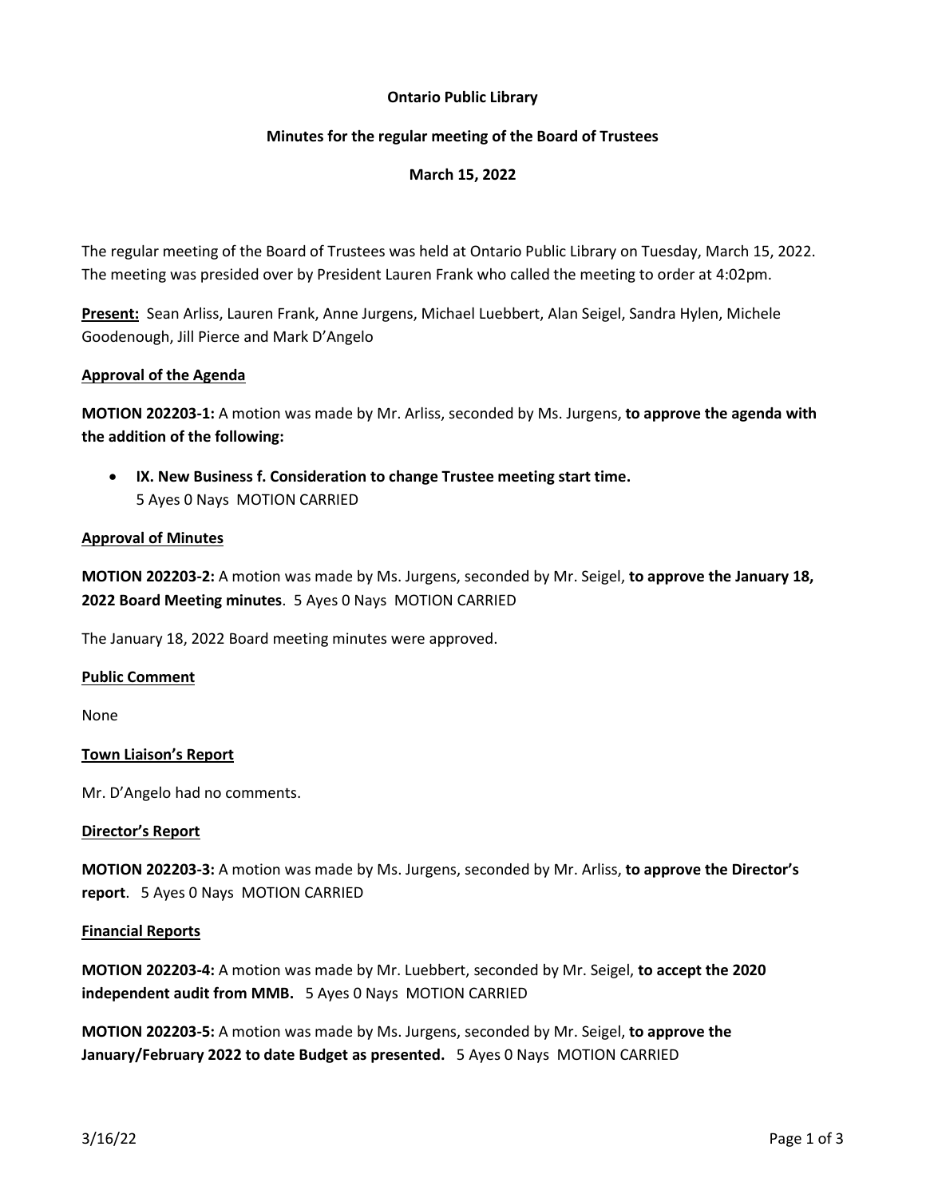**Ontario Public Library**

**Minutes for the regular meeting of the Board of Trustees**

**March 15, 2022**

The regular meeting of the Board of Trustees was held at Ontario Public Library on Tuesday, March 15, 2022. The meeting was presided over by President Lauren Frank who called the meeting to order at 4:02pm.

**Present:** Sean Arliss, Lauren Frank, Anne Jurgens, Michael Luebbert, Alan Seigel, Sandra Hylen, Michele Goodenough, Jill Pierce and Mark D'Angelo

**Approval of the Agenda**

**MOTION 202203-1:** A motion was made by Mr. Arliss, seconded by Ms. Jurgens, **to approve the agenda with the addition of the following:**

- **IX. New Business f. Consideration to change Trustee meeting start time.**
  5 Ayes 0 Nays MOTION CARRIED

**Approval of Minutes**

**MOTION 202203-2:** A motion was made by Ms. Jurgens, seconded by Mr. Seigel, **to approve the January 18, 2022 Board Meeting minutes**. 5 Ayes 0 Nays MOTION CARRIED

The January 18, 2022 Board meeting minutes were approved.

**Public Comment**

None

**Town Liaison's Report**

Mr. D'Angelo had no comments.

**Director's Report**

**MOTION 202203-3:** A motion was made by Ms. Jurgens, seconded by Mr. Arliss, **to approve the Director's report**. 5 Ayes 0 Nays MOTION CARRIED

**Financial Reports**

**MOTION 202203-4:** A motion was made by Mr. Luebbert, seconded by Mr. Seigel, **to accept the 2020 independent audit from MMB.** 5 Ayes 0 Nays MOTION CARRIED

**MOTION 202203-5:** A motion was made by Ms. Jurgens, seconded by Mr. Seigel, **to approve the January/February 2022 to date Budget as presented.** 5 Ayes 0 Nays MOTION CARRIED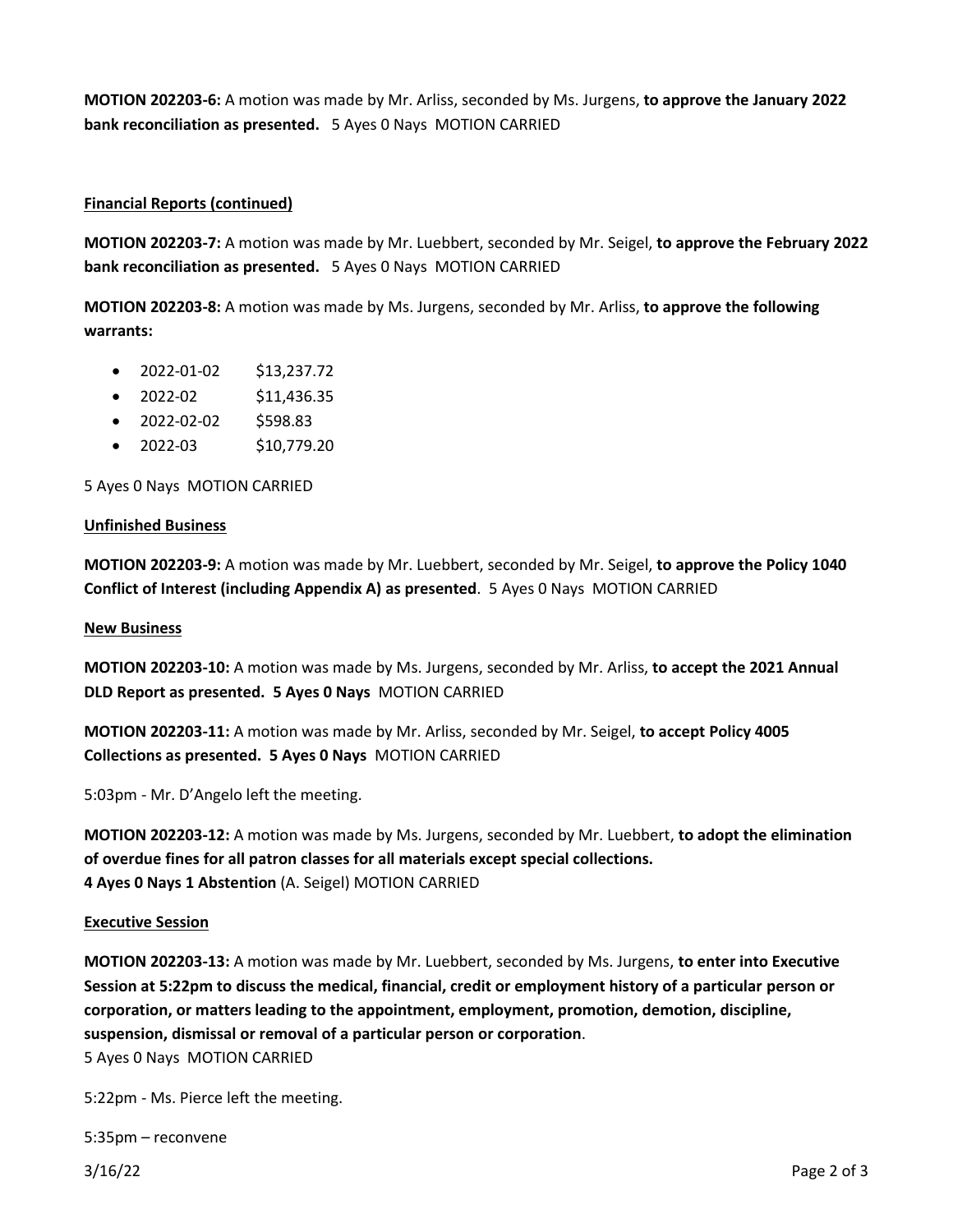**MOTION 202203-6:** A motion was made by Mr. Arliss, seconded by Ms. Jurgens, **to approve the January 2022 bank reconciliation as presented.** 5 Ayes 0 Nays MOTION CARRIED

**Financial Reports (continued)**

**MOTION 202203-7:** A motion was made by Mr. Luebbert, seconded by Mr. Seigel, **to approve the February 2022 bank reconciliation as presented.** 5 Ayes 0 Nays MOTION CARRIED

**MOTION 202203-8:** A motion was made by Ms. Jurgens, seconded by Mr. Arliss, **to approve the following warrants:**

- 2022-01-02 $13,237.72
- 2022-02 $11,436.35
- 2022-02-02 $598.83
- 2022-03 $10,779.20

5 Ayes 0 Nays MOTION CARRIED

**Unfinished Business**

**MOTION 202203-9:** A motion was made by Mr. Luebbert, seconded by Mr. Seigel, **to approve the Policy 1040 Conflict of Interest (including Appendix A) as presented**. 5 Ayes 0 Nays MOTION CARRIED

**New Business**

**MOTION 202203-10:** A motion was made by Ms. Jurgens, seconded by Mr. Arliss, **to accept the 2021 Annual DLD Report as presented. 5 Ayes 0 Nays** MOTION CARRIED

**MOTION 202203-11:** A motion was made by Mr. Arliss, seconded by Mr. Seigel, **to accept Policy 4005 Collections as presented. 5 Ayes 0 Nays** MOTION CARRIED

5:03pm - Mr. D'Angelo left the meeting.

**MOTION 202203-12:** A motion was made by Ms. Jurgens, seconded by Mr. Luebbert, **to adopt the elimination of overdue fines for all patron classes for all materials except special collections.**
**4 Ayes 0 Nays 1 Abstention** (A. Seigel) MOTION CARRIED

**Executive Session**

**MOTION 202203-13:** A motion was made by Mr. Luebbert, seconded by Ms. Jurgens, **to enter into Executive Session at 5:22pm to discuss the medical, financial, credit or employment history of a particular person or corporation, or matters leading to the appointment, employment, promotion, demotion, discipline, suspension, dismissal or removal of a particular person or corporation**.
5 Ayes 0 Nays MOTION CARRIED

5:22pm - Ms. Pierce left the meeting.

5:35pm – reconvene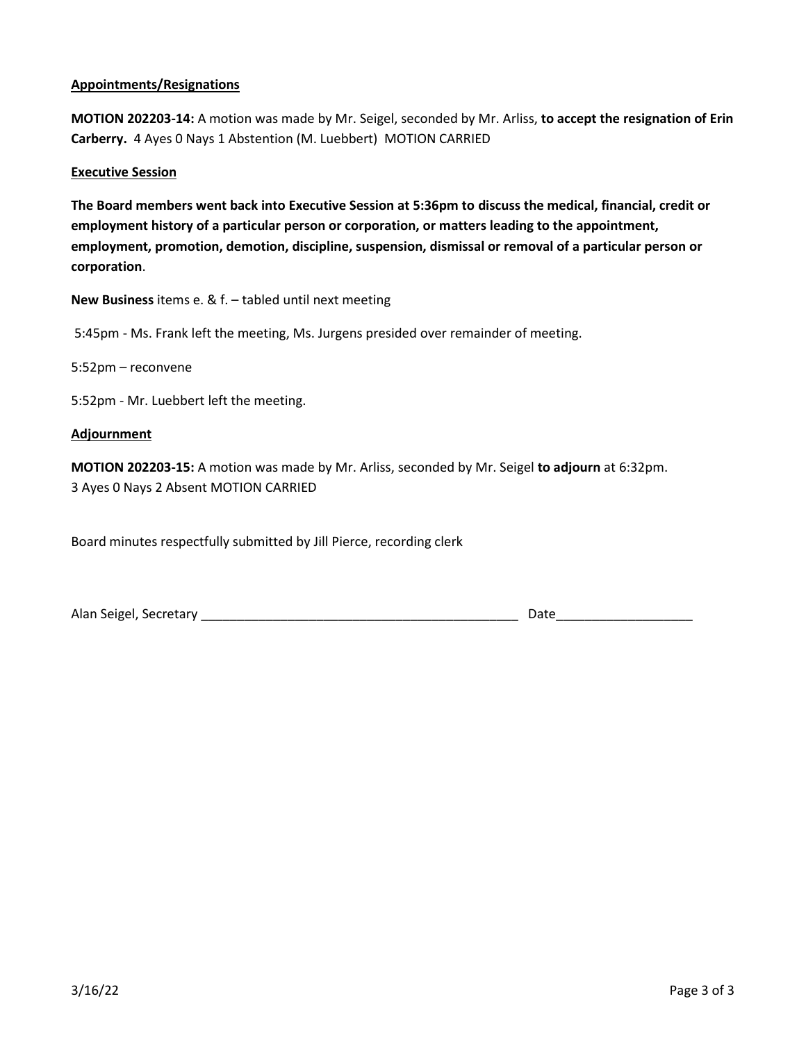**Appointments/Resignations**

**MOTION 202203-14:** A motion was made by Mr. Seigel, seconded by Mr. Arliss, **to accept the resignation of Erin Carberry.** 4 Ayes 0 Nays 1 Abstention (M. Luebbert) MOTION CARRIED

**Executive Session**

**The Board members went back into Executive Session at 5:36pm to discuss the medical, financial, credit or employment history of a particular person or corporation, or matters leading to the appointment, employment, promotion, demotion, discipline, suspension, dismissal or removal of a particular person or corporation**.

**New Business** items e. & f. – tabled until next meeting

5:45pm - Ms. Frank left the meeting, Ms. Jurgens presided over remainder of meeting.

5:52pm – reconvene

5:52pm - Mr. Luebbert left the meeting.

**Adjournment**

**MOTION 202203-15:** A motion was made by Mr. Arliss, seconded by Mr. Seigel **to adjourn** at 6:32pm.
3 Ayes 0 Nays 2 Absent MOTION CARRIED

Board minutes respectfully submitted by Jill Pierce, recording clerk

Alan Seigel, Secretary _____________________________________________ Date___________________